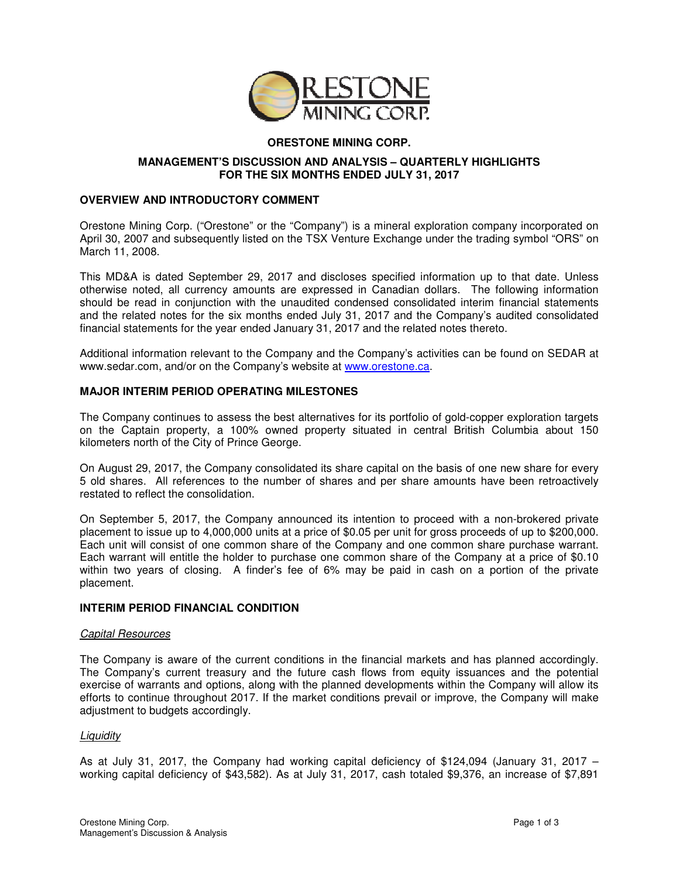# ORESTONE MINING CORP.

## MANAGEMENT'S DISCUSSION AND ANALYSIS – QUARTERLY HIGHLIGHTS FOR THE SIX MONTHS ENDED JULY 31, 2017

### OVERVIEW AND INTRODUCTORY COMMENT

Orestone Mining Corp. ("Orestone" or the "Company") is a mineral exploration company incorporated on April 30, 2007 and subsequently listed on the TSX Venture Exchange under the trading symbol "ORS" on March 11, 2008.

This MD&A is dated September 29, 2017 and discloses specified information up to that date. Unless otherwise noted, all currency amounts are expressed in Canadian dollars. The following information should be read in conjunction with the unaudited condensed consolidated interim financial statements and the related notes for the six months ended July 31, 2017 and the Company's audited consolidated financial statements for the year ended January 31, 2017 and the related notes thereto.

Additional information relevant to the Company and the Company's activities can be found on SEDAR at www.sedar.com, and/or on the Company's website at www.orestone.ca.

### MAJOR INTERIM PERIOD OPERATING MILESTONES

The Company continues to assess the best alternatives for its portfolio of gold-copper exploration targets on the Captain property, a 100% owned property situated in central British Columbia about 150 kilometers north of the City of Prince George.

On August 29, 2017, the Company consolidated its share capital on the basis of one new share for every 5 old shares. All references to the number of shares and per share amounts have been retroactively restated to reflect the consolidation.

On September 5, 2017, the Company announced its intention to proceed with a non-brokered private placement to issue up to 4,000,000 units at a price of $0.05 per unit for gross proceeds of up to $200,000. Each unit will consist of one common share of the Company and one common share purchase warrant. Each warrant will entitle the holder to purchase one common share of the Company at a price of $0.10 within two years of closing. A finder's fee of 6% may be paid in cash on a portion of the private placement.

### INTERIM PERIOD FINANCIAL CONDITION

*Capital Resources*

The Company is aware of the current conditions in the financial markets and has planned accordingly. The Company's current treasury and the future cash flows from equity issuances and the potential exercise of warrants and options, along with the planned developments within the Company will allow its efforts to continue throughout 2017. If the market conditions prevail or improve, the Company will make adjustment to budgets accordingly.

*Liquidity*

As at July 31, 2017, the Company had working capital deficiency of $124,094 (January 31, 2017 – working capital deficiency of $43,582). As at July 31, 2017, cash totaled $9,376, an increase of $7,891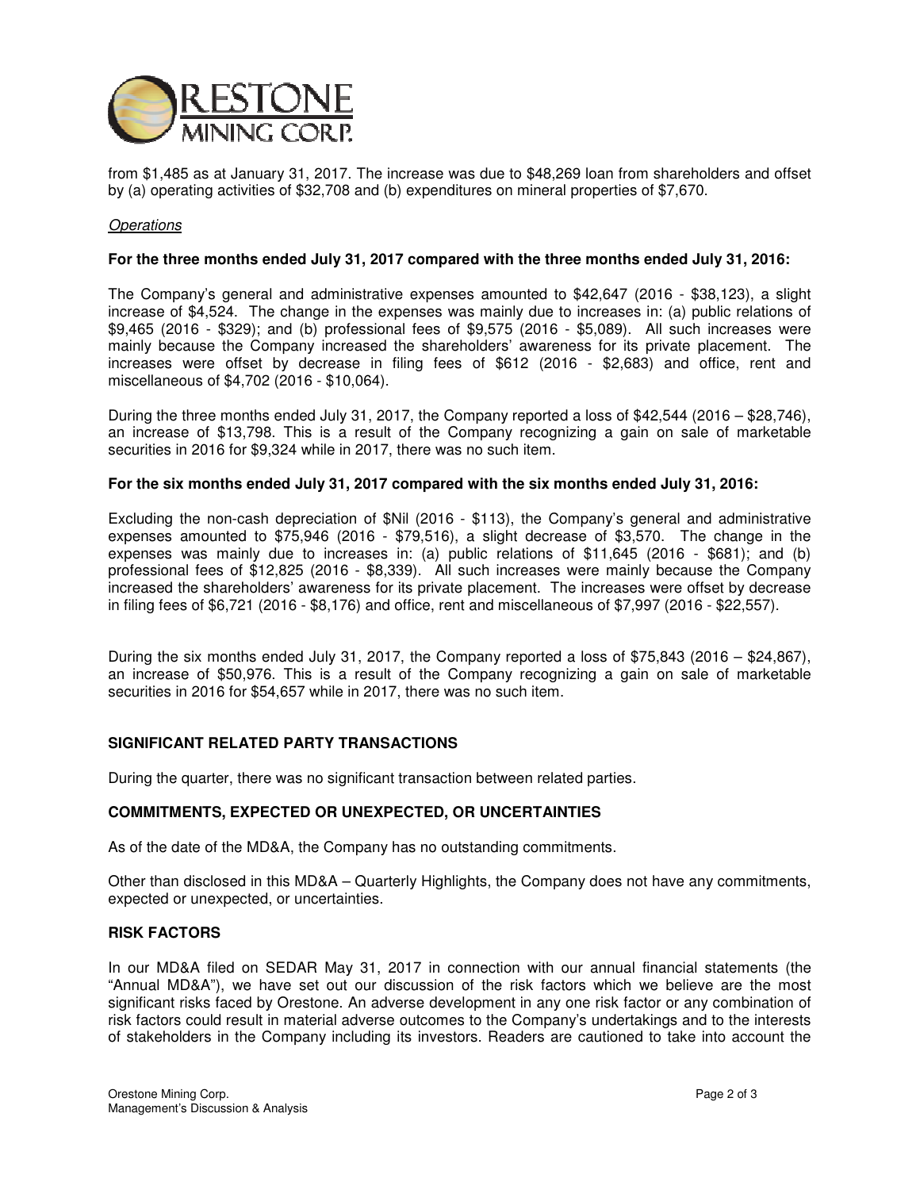from $1,485 as at January 31, 2017. The increase was due to $48,269 loan from shareholders and offset by (a) operating activities of $32,708 and (b) expenditures on mineral properties of $7,670.

*Operations*

**For the three months ended July 31, 2017 compared with the three months ended July 31, 2016:**

The Company's general and administrative expenses amounted to $42,647 (2016 - $38,123), a slight increase of $4,524. The change in the expenses was mainly due to increases in: (a) public relations of $9,465 (2016 - $329); and (b) professional fees of $9,575 (2016 - $5,089). All such increases were mainly because the Company increased the shareholders' awareness for its private placement. The increases were offset by decrease in filing fees of $612 (2016 - $2,683) and office, rent and miscellaneous of $4,702 (2016 - $10,064).

During the three months ended July 31, 2017, the Company reported a loss of $42,544 (2016 – $28,746), an increase of $13,798. This is a result of the Company recognizing a gain on sale of marketable securities in 2016 for $9,324 while in 2017, there was no such item.

**For the six months ended July 31, 2017 compared with the six months ended July 31, 2016:**

Excluding the non-cash depreciation of $Nil (2016 - $113), the Company's general and administrative expenses amounted to $75,946 (2016 - $79,516), a slight decrease of $3,570. The change in the expenses was mainly due to increases in: (a) public relations of $11,645 (2016 - $681); and (b) professional fees of $12,825 (2016 - $8,339). All such increases were mainly because the Company increased the shareholders' awareness for its private placement. The increases were offset by decrease in filing fees of $6,721 (2016 - $8,176) and office, rent and miscellaneous of $7,997 (2016 - $22,557).

During the six months ended July 31, 2017, the Company reported a loss of $75,843 (2016 – $24,867), an increase of $50,976. This is a result of the Company recognizing a gain on sale of marketable securities in 2016 for $54,657 while in 2017, there was no such item.

## SIGNIFICANT RELATED PARTY TRANSACTIONS

During the quarter, there was no significant transaction between related parties.

## COMMITMENTS, EXPECTED OR UNEXPECTED, OR UNCERTAINTIES

As of the date of the MD&A, the Company has no outstanding commitments.

Other than disclosed in this MD&A – Quarterly Highlights, the Company does not have any commitments, expected or unexpected, or uncertainties.

## RISK FACTORS

In our MD&A filed on SEDAR May 31, 2017 in connection with our annual financial statements (the "Annual MD&A"), we have set out our discussion of the risk factors which we believe are the most significant risks faced by Orestone. An adverse development in any one risk factor or any combination of risk factors could result in material adverse outcomes to the Company's undertakings and to the interests of stakeholders in the Company including its investors. Readers are cautioned to take into account the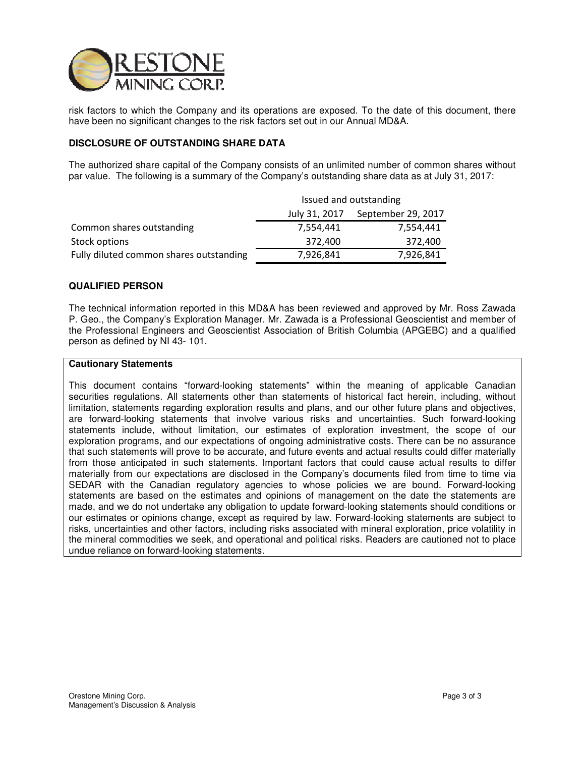risk factors to which the Company and its operations are exposed. To the date of this document, there have been no significant changes to the risk factors set out in our Annual MD&A.

**DISCLOSURE OF OUTSTANDING SHARE DATA**

The authorized share capital of the Company consists of an unlimited number of common shares without par value. The following is a summary of the Company's outstanding share data as at July 31, 2017:

| | Issued and outstanding | |
|---|---|---|
| | July 31, 2017 | September 29, 2017 |
| Common shares outstanding | 7,554,441 | 7,554,441 |
| Stock options | 372,400 | 372,400 |
| Fully diluted common shares outstanding | 7,926,841 | 7,926,841 |

**QUALIFIED PERSON**

The technical information reported in this MD&A has been reviewed and approved by Mr. Ross Zawada P. Geo., the Company's Exploration Manager. Mr. Zawada is a Professional Geoscientist and member of the Professional Engineers and Geoscientist Association of British Columbia (APGEBC) and a qualified person as defined by NI 43- 101.

**Cautionary Statements**

This document contains "forward-looking statements" within the meaning of applicable Canadian securities regulations. All statements other than statements of historical fact herein, including, without limitation, statements regarding exploration results and plans, and our other future plans and objectives, are forward-looking statements that involve various risks and uncertainties. Such forward-looking statements include, without limitation, our estimates of exploration investment, the scope of our exploration programs, and our expectations of ongoing administrative costs. There can be no assurance that such statements will prove to be accurate, and future events and actual results could differ materially from those anticipated in such statements. Important factors that could cause actual results to differ materially from our expectations are disclosed in the Company's documents filed from time to time via SEDAR with the Canadian regulatory agencies to whose policies we are bound. Forward-looking statements are based on the estimates and opinions of management on the date the statements are made, and we do not undertake any obligation to update forward-looking statements should conditions or our estimates or opinions change, except as required by law. Forward-looking statements are subject to risks, uncertainties and other factors, including risks associated with mineral exploration, price volatility in the mineral commodities we seek, and operational and political risks. Readers are cautioned not to place undue reliance on forward-looking statements.